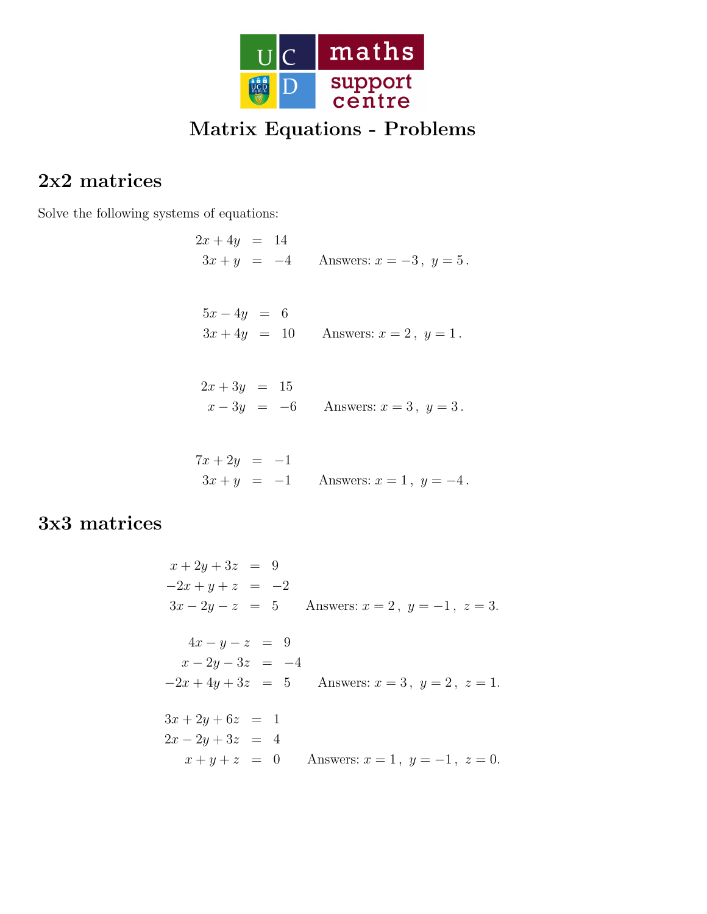# Matrix Equations - Problems

## 2x2 matrices

Solve the following systems of equations:

$$\begin{aligned} 2x + 4y &= 14 \\ 3x + y &= -4 \end{aligned} \qquad \text{Answers: } x = -3\,,\ y = 5\,.$$

$$\begin{aligned} 5x - 4y &= 6 \\ 3x + 4y &= 10 \end{aligned} \qquad \text{Answers: } x = 2\,,\ y = 1\,.$$

$$\begin{aligned} 2x + 3y &= 15 \\ x - 3y &= -6 \end{aligned} \qquad \text{Answers: } x = 3\,,\ y = 3\,.$$

$$\begin{aligned} 7x + 2y &= -1 \\ 3x + y &= -1 \end{aligned} \qquad \text{Answers: } x = 1\,,\ y = -4\,.$$

## 3x3 matrices

$$\begin{aligned} x + 2y + 3z &= 9 \\ -2x + y + z &= -2 \\ 3x - 2y - z &= 5 \end{aligned} \qquad \text{Answers: } x = 2\,,\ y = -1\,,\ z = 3.$$

$$\begin{aligned} 4x - y - z &= 9 \\ x - 2y - 3z &= -4 \\ -2x + 4y + 3z &= 5 \end{aligned} \qquad \text{Answers: } x = 3\,,\ y = 2\,,\ z = 1.$$

$$\begin{aligned} 3x + 2y + 6z &= 1 \\ 2x - 2y + 3z &= 4 \\ x + y + z &= 0 \end{aligned} \qquad \text{Answers: } x = 1\,,\ y = -1\,,\ z = 0.$$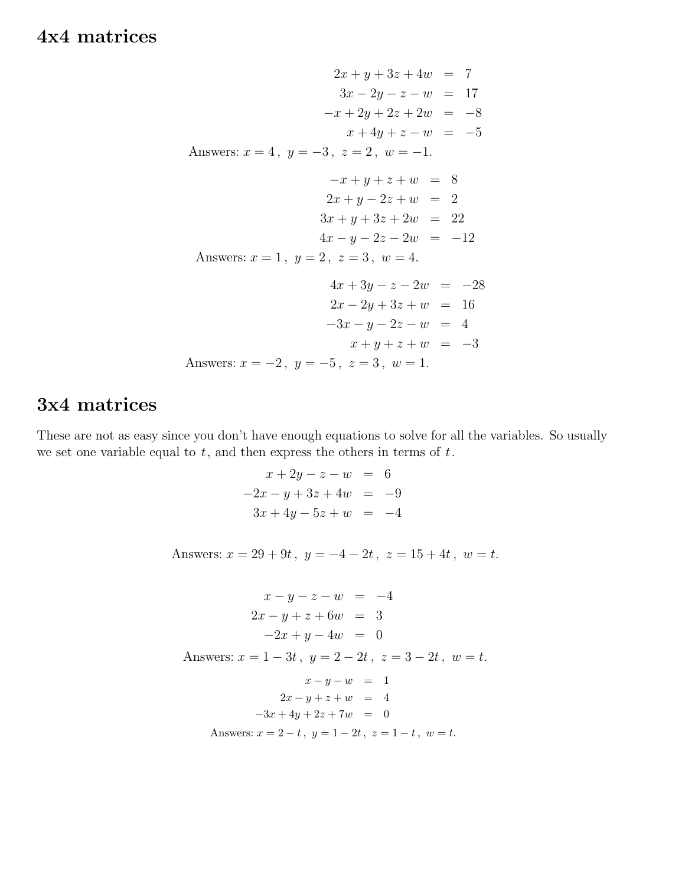## 4x4 matrices

$$
\begin{aligned}
2x + y + 3z + 4w &= 7 \\
3x - 2y - z - w &= 17 \\
-x + 2y + 2z + 2w &= -8 \\
x + 4y + z - w &= -5
\end{aligned}
$$

Answers: $x = 4\,,\ y = -3\,,\ z = 2\,,\ w = -1.$

$$
\begin{aligned}
-x + y + z + w &= 8 \\
2x + y - 2z + w &= 2 \\
3x + y + 3z + 2w &= 22 \\
4x - y - 2z - 2w &= -12
\end{aligned}
$$

Answers: $x = 1\,,\ y = 2\,,\ z = 3\,,\ w = 4.$

$$
\begin{aligned}
4x + 3y - z - 2w &= -28 \\
2x - 2y + 3z + w &= 16 \\
-3x - y - 2z - w &= 4 \\
x + y + z + w &= -3
\end{aligned}
$$

Answers: $x = -2\,,\ y = -5\,,\ z = 3\,,\ w = 1.$

## 3x4 matrices

These are not as easy since you don't have enough equations to solve for all the variables. So usually we set one variable equal to $t$, and then express the others in terms of $t$.

$$
\begin{aligned}
x + 2y - z - w &= 6 \\
-2x - y + 3z + 4w &= -9 \\
3x + 4y - 5z + w &= -4
\end{aligned}
$$

Answers: $x = 29 + 9t\,,\ y = -4 - 2t\,,\ z = 15 + 4t\,,\ w = t.$

$$
\begin{aligned}
x - y - z - w &= -4 \\
2x - y + z + 6w &= 3 \\
-2x + y - 4w &= 0
\end{aligned}
$$

Answers: $x = 1 - 3t\,,\ y = 2 - 2t\,,\ z = 3 - 2t\,,\ w = t.$

$$
\begin{aligned}
x - y - w &= 1 \\
2x - y + z + w &= 4 \\
-3x + 4y + 2z + 7w &= 0
\end{aligned}
$$

Answers: $x = 2 - t\,,\ y = 1 - 2t\,,\ z = 1 - t\,,\ w = t.$